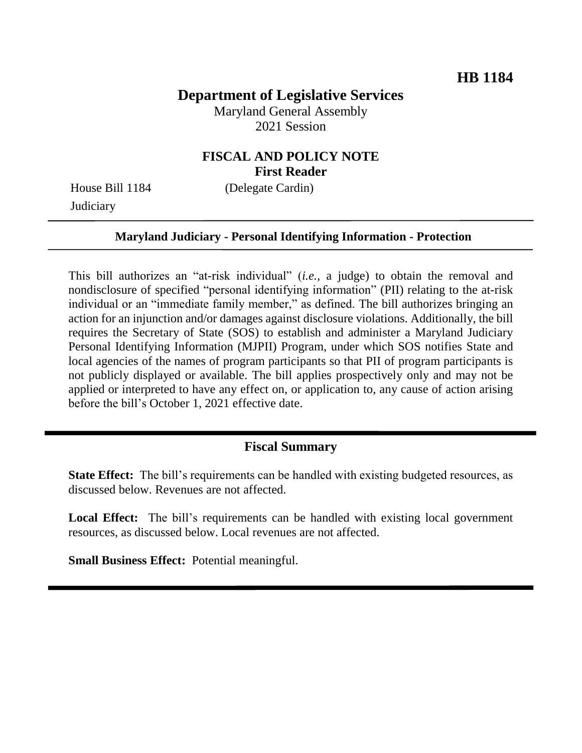**HB 1184**

# Department of Legislative Services

Maryland General Assembly
2021 Session

## FISCAL AND POLICY NOTE
**First Reader**

House Bill 1184 (Delegate Cardin)
Judiciary

---

**Maryland Judiciary - Personal Identifying Information - Protection**

---

This bill authorizes an "at-risk individual" (*i.e.,* a judge) to obtain the removal and nondisclosure of specified "personal identifying information" (PII) relating to the at-risk individual or an "immediate family member," as defined. The bill authorizes bringing an action for an injunction and/or damages against disclosure violations. Additionally, the bill requires the Secretary of State (SOS) to establish and administer a Maryland Judiciary Personal Identifying Information (MJPII) Program, under which SOS notifies State and local agencies of the names of program participants so that PII of program participants is not publicly displayed or available. The bill applies prospectively only and may not be applied or interpreted to have any effect on, or application to, any cause of action arising before the bill's October 1, 2021 effective date.

---

## Fiscal Summary

**State Effect:** The bill's requirements can be handled with existing budgeted resources, as discussed below. Revenues are not affected.

**Local Effect:** The bill's requirements can be handled with existing local government resources, as discussed below. Local revenues are not affected.

**Small Business Effect:** Potential meaningful.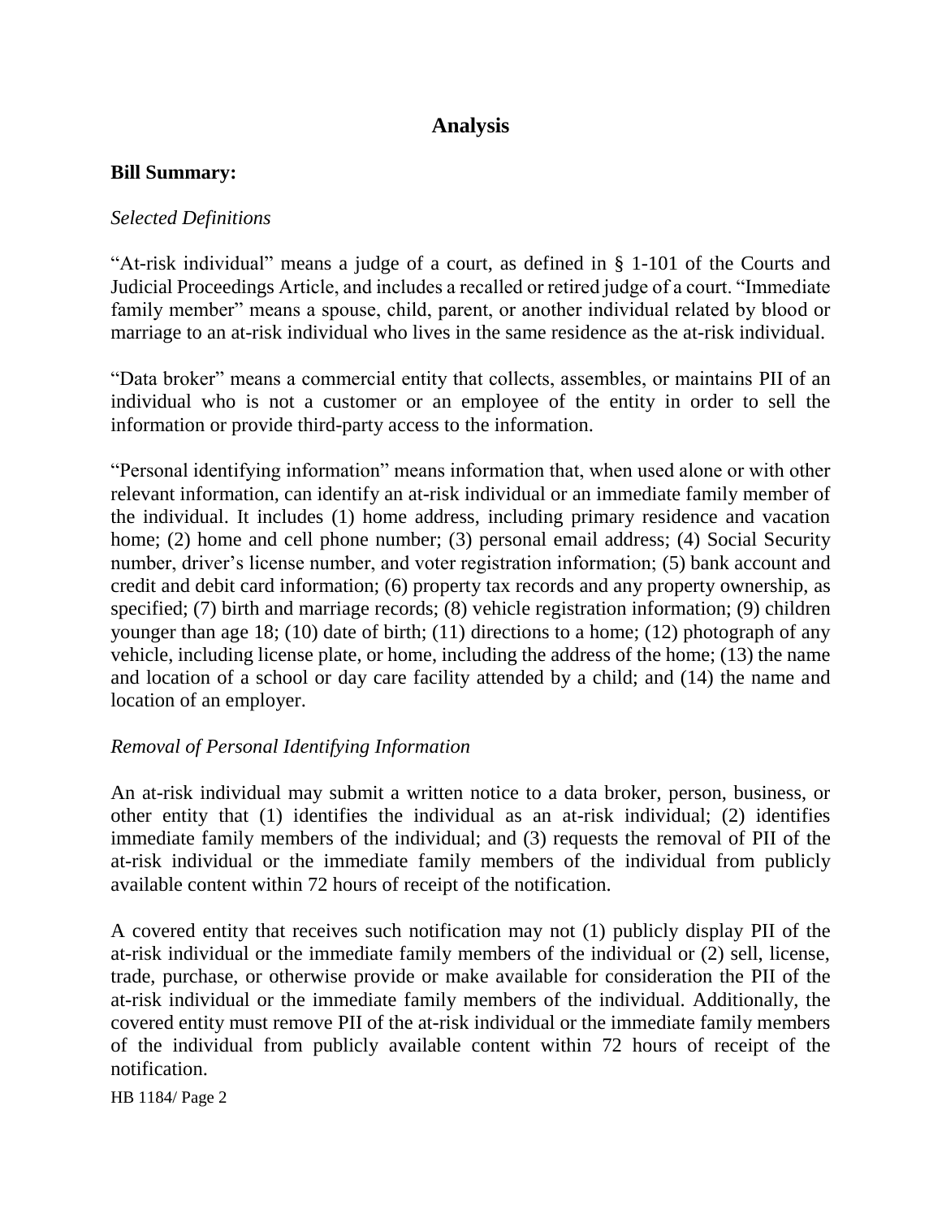# Analysis

**Bill Summary:**

*Selected Definitions*

"At-risk individual" means a judge of a court, as defined in § 1-101 of the Courts and Judicial Proceedings Article, and includes a recalled or retired judge of a court. "Immediate family member" means a spouse, child, parent, or another individual related by blood or marriage to an at-risk individual who lives in the same residence as the at-risk individual.

"Data broker" means a commercial entity that collects, assembles, or maintains PII of an individual who is not a customer or an employee of the entity in order to sell the information or provide third-party access to the information.

"Personal identifying information" means information that, when used alone or with other relevant information, can identify an at-risk individual or an immediate family member of the individual. It includes (1) home address, including primary residence and vacation home; (2) home and cell phone number; (3) personal email address; (4) Social Security number, driver's license number, and voter registration information; (5) bank account and credit and debit card information; (6) property tax records and any property ownership, as specified; (7) birth and marriage records; (8) vehicle registration information; (9) children younger than age 18; (10) date of birth; (11) directions to a home; (12) photograph of any vehicle, including license plate, or home, including the address of the home; (13) the name and location of a school or day care facility attended by a child; and (14) the name and location of an employer.

*Removal of Personal Identifying Information*

An at-risk individual may submit a written notice to a data broker, person, business, or other entity that (1) identifies the individual as an at-risk individual; (2) identifies immediate family members of the individual; and (3) requests the removal of PII of the at-risk individual or the immediate family members of the individual from publicly available content within 72 hours of receipt of the notification.

A covered entity that receives such notification may not (1) publicly display PII of the at-risk individual or the immediate family members of the individual or (2) sell, license, trade, purchase, or otherwise provide or make available for consideration the PII of the at-risk individual or the immediate family members of the individual. Additionally, the covered entity must remove PII of the at-risk individual or the immediate family members of the individual from publicly available content within 72 hours of receipt of the notification.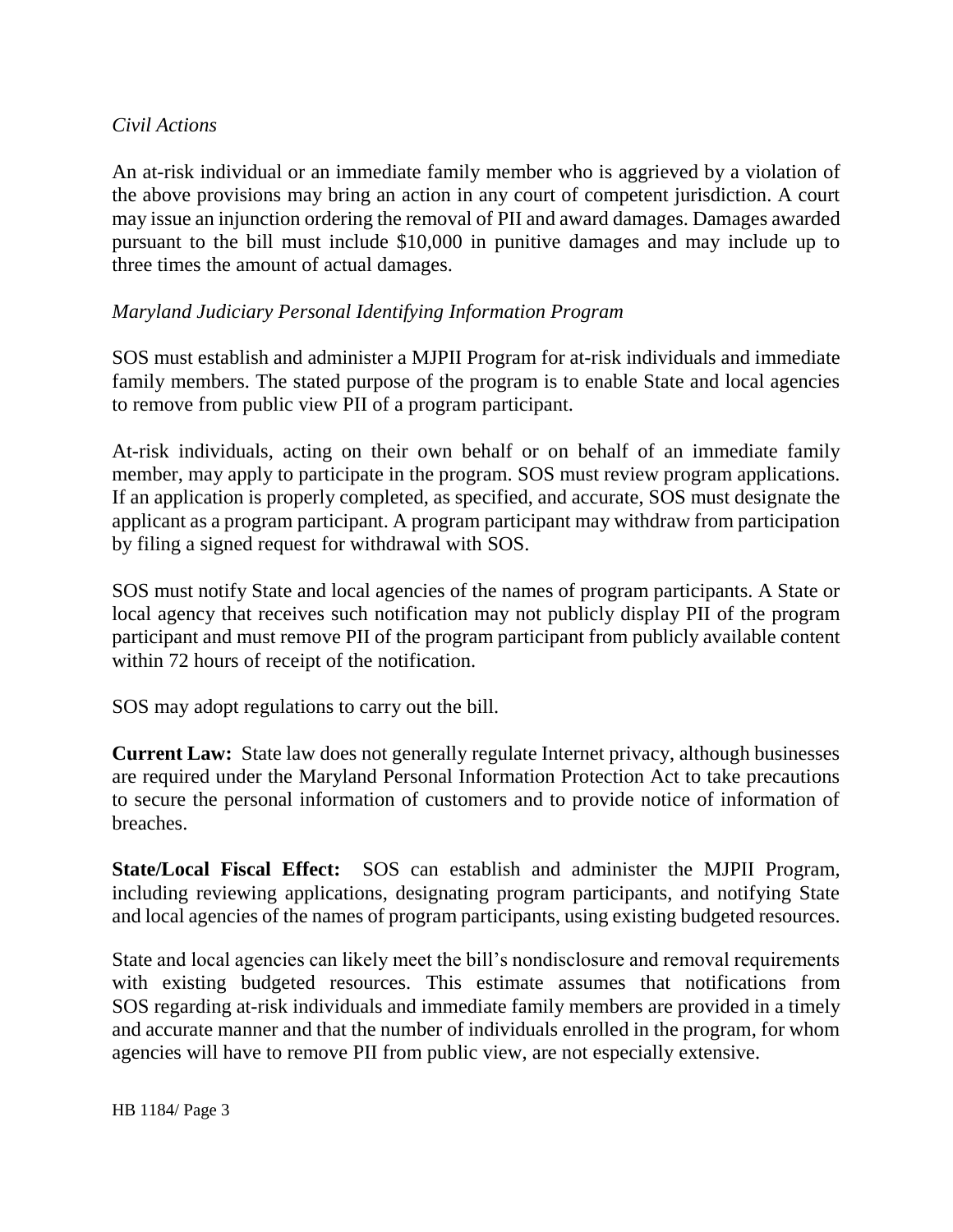*Civil Actions*

An at-risk individual or an immediate family member who is aggrieved by a violation of the above provisions may bring an action in any court of competent jurisdiction. A court may issue an injunction ordering the removal of PII and award damages. Damages awarded pursuant to the bill must include $10,000 in punitive damages and may include up to three times the amount of actual damages.

*Maryland Judiciary Personal Identifying Information Program*

SOS must establish and administer a MJPII Program for at-risk individuals and immediate family members. The stated purpose of the program is to enable State and local agencies to remove from public view PII of a program participant.

At-risk individuals, acting on their own behalf or on behalf of an immediate family member, may apply to participate in the program. SOS must review program applications. If an application is properly completed, as specified, and accurate, SOS must designate the applicant as a program participant. A program participant may withdraw from participation by filing a signed request for withdrawal with SOS.

SOS must notify State and local agencies of the names of program participants. A State or local agency that receives such notification may not publicly display PII of the program participant and must remove PII of the program participant from publicly available content within 72 hours of receipt of the notification.

SOS may adopt regulations to carry out the bill.

**Current Law:** State law does not generally regulate Internet privacy, although businesses are required under the Maryland Personal Information Protection Act to take precautions to secure the personal information of customers and to provide notice of information of breaches.

**State/Local Fiscal Effect:** SOS can establish and administer the MJPII Program, including reviewing applications, designating program participants, and notifying State and local agencies of the names of program participants, using existing budgeted resources.

State and local agencies can likely meet the bill's nondisclosure and removal requirements with existing budgeted resources. This estimate assumes that notifications from SOS regarding at-risk individuals and immediate family members are provided in a timely and accurate manner and that the number of individuals enrolled in the program, for whom agencies will have to remove PII from public view, are not especially extensive.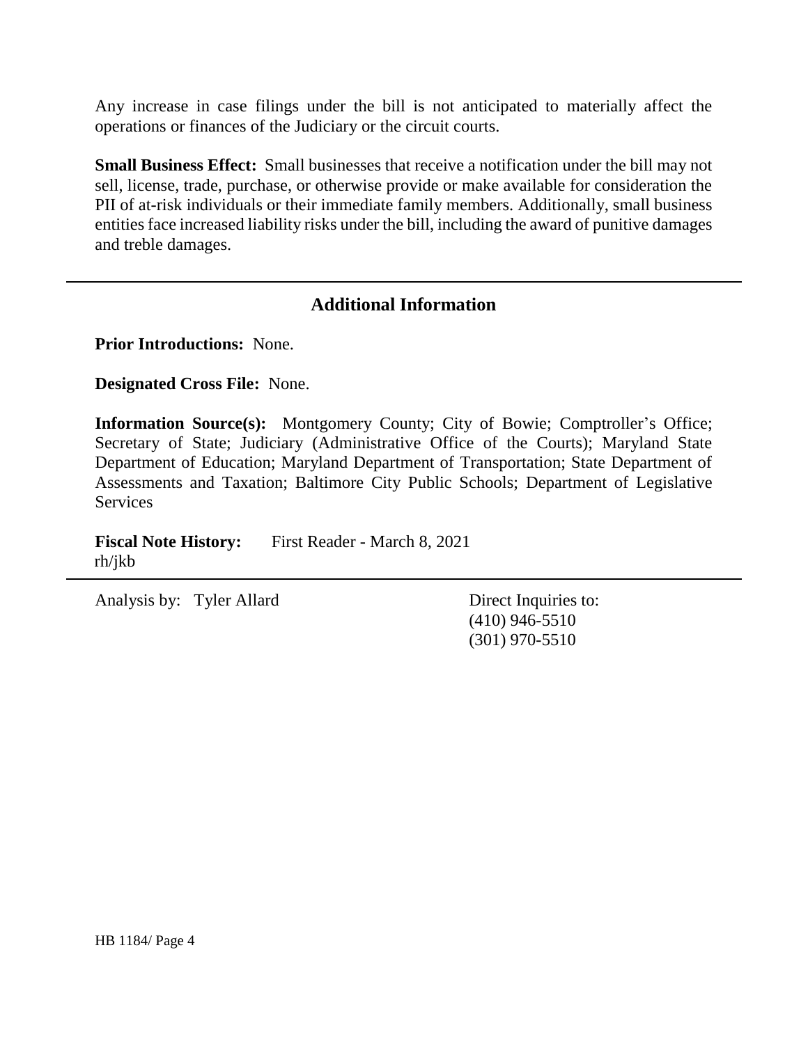Any increase in case filings under the bill is not anticipated to materially affect the operations or finances of the Judiciary or the circuit courts.

**Small Business Effect:** Small businesses that receive a notification under the bill may not sell, license, trade, purchase, or otherwise provide or make available for consideration the PII of at-risk individuals or their immediate family members. Additionally, small business entities face increased liability risks under the bill, including the award of punitive damages and treble damages.

---

## Additional Information

**Prior Introductions:** None.

**Designated Cross File:** None.

**Information Source(s):** Montgomery County; City of Bowie; Comptroller's Office; Secretary of State; Judiciary (Administrative Office of the Courts); Maryland State Department of Education; Maryland Department of Transportation; State Department of Assessments and Taxation; Baltimore City Public Schools; Department of Legislative Services

**Fiscal Note History:** First Reader - March 8, 2021
rh/jkb

---

Analysis by: Tyler Allard

Direct Inquiries to:
(410) 946-5510
(301) 970-5510